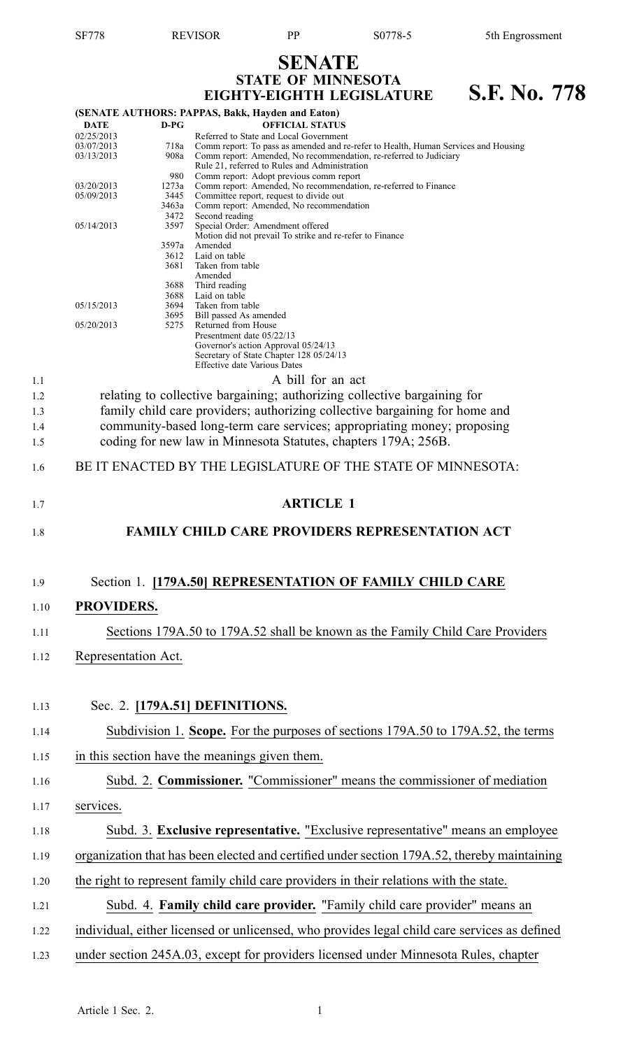# SENATE

## STATE OF MINNESOTA

## EIGHTY-EIGHTH LEGISLATURE

## S.F. No. 778

**(SENATE AUTHORS: PAPPAS, Bakk, Hayden and Eaton)**

| DATE | D-PG | OFFICIAL STATUS |
|---|---|---|
| 02/25/2013 | | Referred to State and Local Government |
| 03/07/2013 | 718a | Comm report: To pass as amended and re-refer to Health, Human Services and Housing |
| 03/13/2013 | 908a | Comm report: Amended, No recommendation, re-referred to Judiciary |
| | | Rule 21, referred to Rules and Administration |
| | 980 | Comm report: Adopt previous comm report |
| 03/20/2013 | 1273a | Comm report: Amended, No recommendation, re-referred to Finance |
| 05/09/2013 | 3445 | Committee report, request to divide out |
| | 3463a | Comm report: Amended, No recommendation |
| | 3472 | Second reading |
| 05/14/2013 | 3597 | Special Order: Amendment offered |
| | | Motion did not prevail To strike and re-refer to Finance |
| | 3597a | Amended |
| | 3612 | Laid on table |
| | 3681 | Taken from table |
| | | Amended |
| | 3688 | Third reading |
| | 3688 | Laid on table |
| 05/15/2013 | 3694 | Taken from table |
| | 3695 | Bill passed As amended |
| 05/20/2013 | 5275 | Returned from House |
| | | Presentment date 05/22/13 |
| | | Governor's action Approval 05/24/13 |
| | | Secretary of State Chapter 128 05/24/13 |
| | | Effective date Various Dates |

A bill for an act

relating to collective bargaining; authorizing collective bargaining for family child care providers; authorizing collective bargaining for home and community-based long-term care services; appropriating money; proposing coding for new law in Minnesota Statutes, chapters 179A; 256B.

BE IT ENACTED BY THE LEGISLATURE OF THE STATE OF MINNESOTA:

## ARTICLE 1

## FAMILY CHILD CARE PROVIDERS REPRESENTATION ACT

Section 1. **[179A.50] REPRESENTATION OF FAMILY CHILD CARE PROVIDERS.**

Sections 179A.50 to 179A.52 shall be known as the Family Child Care Providers Representation Act.

Sec. 2. **[179A.51] DEFINITIONS.**

Subdivision 1. **Scope.** For the purposes of sections 179A.50 to 179A.52, the terms in this section have the meanings given them.

Subd. 2. **Commissioner.** "Commissioner" means the commissioner of mediation services.

Subd. 3. **Exclusive representative.** "Exclusive representative" means an employee organization that has been elected and certified under section 179A.52, thereby maintaining the right to represent family child care providers in their relations with the state.

Subd. 4. **Family child care provider.** "Family child care provider" means an individual, either licensed or unlicensed, who provides legal child care services as defined under section 245A.03, except for providers licensed under Minnesota Rules, chapter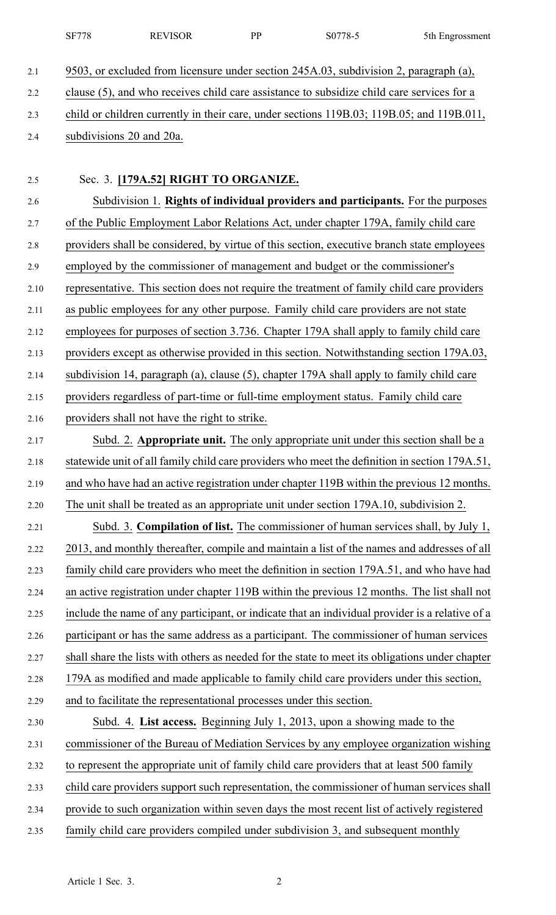9503, or excluded from licensure under section 245A.03, subdivision 2, paragraph (a), clause (5), and who receives child care assistance to subsidize child care services for a child or children currently in their care, under sections 119B.03; 119B.05; and 119B.011, subdivisions 20 and 20a.

Sec. 3. **[179A.52] RIGHT TO ORGANIZE.**

Subdivision 1. **Rights of individual providers and participants.** For the purposes of the Public Employment Labor Relations Act, under chapter 179A, family child care providers shall be considered, by virtue of this section, executive branch state employees employed by the commissioner of management and budget or the commissioner's representative. This section does not require the treatment of family child care providers as public employees for any other purpose. Family child care providers are not state employees for purposes of section 3.736. Chapter 179A shall apply to family child care providers except as otherwise provided in this section. Notwithstanding section 179A.03, subdivision 14, paragraph (a), clause (5), chapter 179A shall apply to family child care providers regardless of part-time or full-time employment status. Family child care providers shall not have the right to strike.

Subd. 2. **Appropriate unit.** The only appropriate unit under this section shall be a statewide unit of all family child care providers who meet the definition in section 179A.51, and who have had an active registration under chapter 119B within the previous 12 months. The unit shall be treated as an appropriate unit under section 179A.10, subdivision 2.

Subd. 3. **Compilation of list.** The commissioner of human services shall, by July 1, 2013, and monthly thereafter, compile and maintain a list of the names and addresses of all family child care providers who meet the definition in section 179A.51, and who have had an active registration under chapter 119B within the previous 12 months. The list shall not include the name of any participant, or indicate that an individual provider is a relative of a participant or has the same address as a participant. The commissioner of human services shall share the lists with others as needed for the state to meet its obligations under chapter 179A as modified and made applicable to family child care providers under this section, and to facilitate the representational processes under this section.

Subd. 4. **List access.** Beginning July 1, 2013, upon a showing made to the commissioner of the Bureau of Mediation Services by any employee organization wishing to represent the appropriate unit of family child care providers that at least 500 family child care providers support such representation, the commissioner of human services shall provide to such organization within seven days the most recent list of actively registered family child care providers compiled under subdivision 3, and subsequent monthly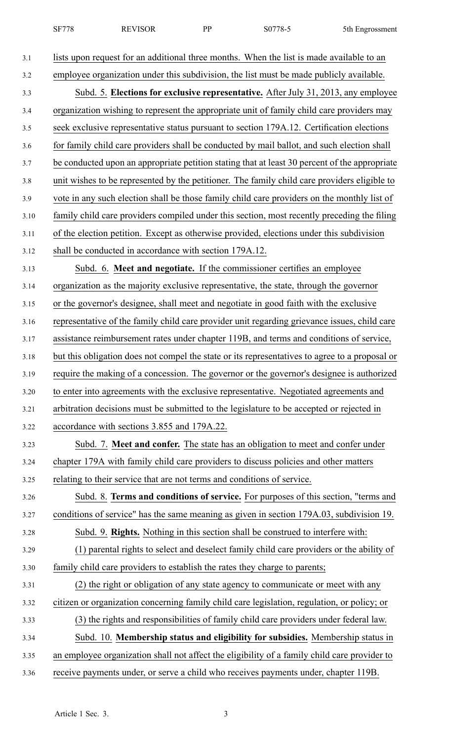lists upon request for an additional three months. When the list is made available to an employee organization under this subdivision, the list must be made publicly available.

Subd. 5. **Elections for exclusive representative.** After July 31, 2013, any employee organization wishing to represent the appropriate unit of family child care providers may seek exclusive representative status pursuant to section 179A.12. Certification elections for family child care providers shall be conducted by mail ballot, and such election shall be conducted upon an appropriate petition stating that at least 30 percent of the appropriate unit wishes to be represented by the petitioner. The family child care providers eligible to vote in any such election shall be those family child care providers on the monthly list of family child care providers compiled under this section, most recently preceding the filing of the election petition. Except as otherwise provided, elections under this subdivision shall be conducted in accordance with section 179A.12.

Subd. 6. **Meet and negotiate.** If the commissioner certifies an employee organization as the majority exclusive representative, the state, through the governor or the governor's designee, shall meet and negotiate in good faith with the exclusive representative of the family child care provider unit regarding grievance issues, child care assistance reimbursement rates under chapter 119B, and terms and conditions of service, but this obligation does not compel the state or its representatives to agree to a proposal or require the making of a concession. The governor or the governor's designee is authorized to enter into agreements with the exclusive representative. Negotiated agreements and arbitration decisions must be submitted to the legislature to be accepted or rejected in accordance with sections 3.855 and 179A.22.

Subd. 7. **Meet and confer.** The state has an obligation to meet and confer under chapter 179A with family child care providers to discuss policies and other matters relating to their service that are not terms and conditions of service.

Subd. 8. **Terms and conditions of service.** For purposes of this section, "terms and conditions of service" has the same meaning as given in section 179A.03, subdivision 19.

Subd. 9. **Rights.** Nothing in this section shall be construed to interfere with:

(1) parental rights to select and deselect family child care providers or the ability of family child care providers to establish the rates they charge to parents;

(2) the right or obligation of any state agency to communicate or meet with any citizen or organization concerning family child care legislation, regulation, or policy; or

(3) the rights and responsibilities of family child care providers under federal law.

Subd. 10. **Membership status and eligibility for subsidies.** Membership status in an employee organization shall not affect the eligibility of a family child care provider to receive payments under, or serve a child who receives payments under, chapter 119B.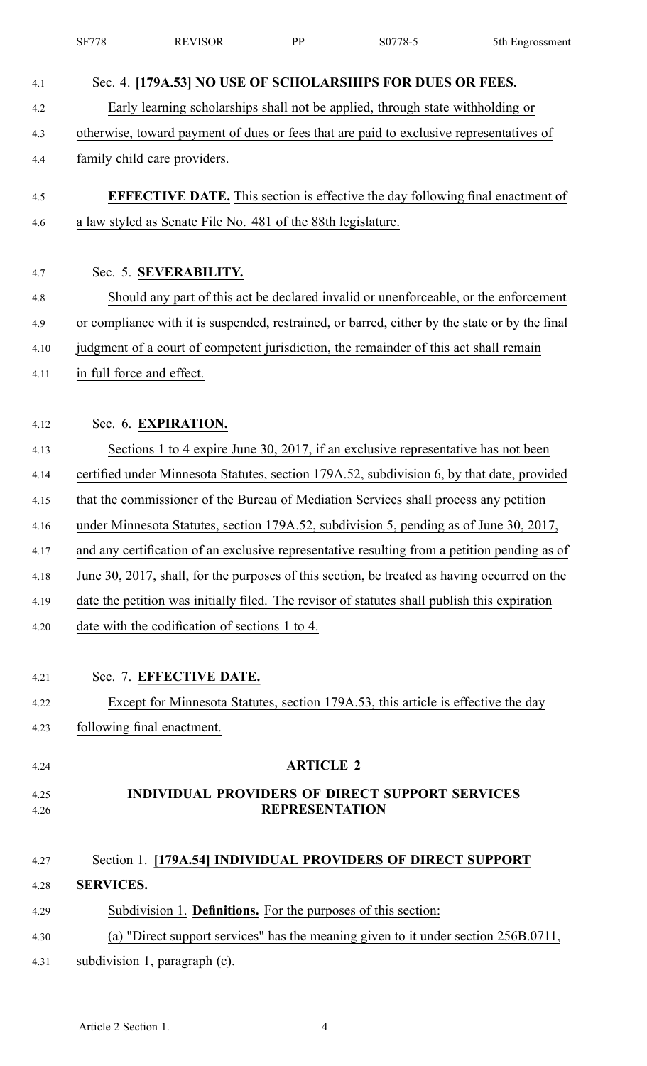Sec. 4. **[179A.53] NO USE OF SCHOLARSHIPS FOR DUES OR FEES.**

Early learning scholarships shall not be applied, through state withholding or otherwise, toward payment of dues or fees that are paid to exclusive representatives of family child care providers.

**EFFECTIVE DATE.** This section is effective the day following final enactment of a law styled as Senate File No. 481 of the 88th legislature.

Sec. 5. **SEVERABILITY.**

Should any part of this act be declared invalid or unenforceable, or the enforcement or compliance with it is suspended, restrained, or barred, either by the state or by the final judgment of a court of competent jurisdiction, the remainder of this act shall remain in full force and effect.

Sec. 6. **EXPIRATION.**

Sections 1 to 4 expire June 30, 2017, if an exclusive representative has not been certified under Minnesota Statutes, section 179A.52, subdivision 6, by that date, provided that the commissioner of the Bureau of Mediation Services shall process any petition under Minnesota Statutes, section 179A.52, subdivision 5, pending as of June 30, 2017, and any certification of an exclusive representative resulting from a petition pending as of June 30, 2017, shall, for the purposes of this section, be treated as having occurred on the date the petition was initially filed. The revisor of statutes shall publish this expiration date with the codification of sections 1 to 4.

Sec. 7. **EFFECTIVE DATE.**

Except for Minnesota Statutes, section 179A.53, this article is effective the day following final enactment.

## ARTICLE 2

## INDIVIDUAL PROVIDERS OF DIRECT SUPPORT SERVICES REPRESENTATION

Section 1. **[179A.54] INDIVIDUAL PROVIDERS OF DIRECT SUPPORT SERVICES.**

Subdivision 1. **Definitions.** For the purposes of this section:

(a) "Direct support services" has the meaning given to it under section 256B.0711, subdivision 1, paragraph (c).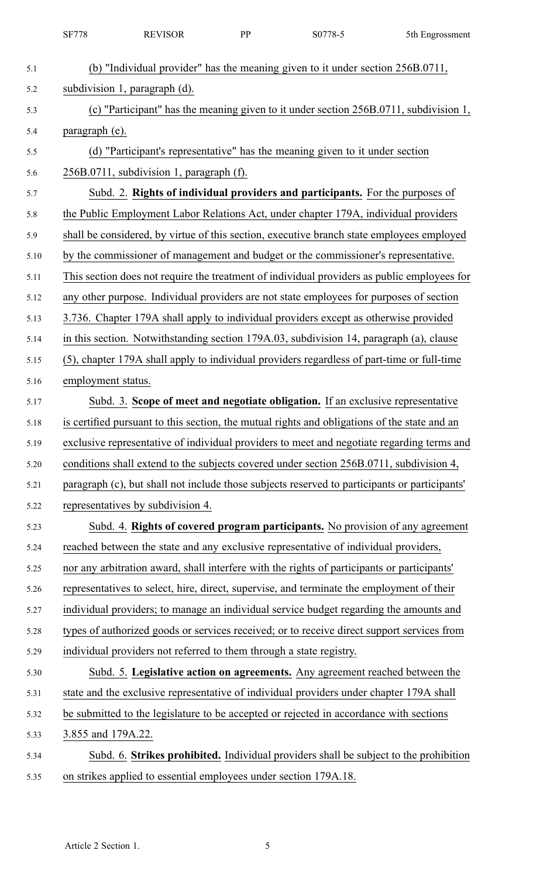(b) "Individual provider" has the meaning given to it under section 256B.0711, subdivision 1, paragraph (d).

(c) "Participant" has the meaning given to it under section 256B.0711, subdivision 1, paragraph (e).

(d) "Participant's representative" has the meaning given to it under section 256B.0711, subdivision 1, paragraph (f).

Subd. 2. **Rights of individual providers and participants.** For the purposes of the Public Employment Labor Relations Act, under chapter 179A, individual providers shall be considered, by virtue of this section, executive branch state employees employed by the commissioner of management and budget or the commissioner's representative. This section does not require the treatment of individual providers as public employees for any other purpose. Individual providers are not state employees for purposes of section 3.736. Chapter 179A shall apply to individual providers except as otherwise provided in this section. Notwithstanding section 179A.03, subdivision 14, paragraph (a), clause (5), chapter 179A shall apply to individual providers regardless of part-time or full-time employment status.

Subd. 3. **Scope of meet and negotiate obligation.** If an exclusive representative is certified pursuant to this section, the mutual rights and obligations of the state and an exclusive representative of individual providers to meet and negotiate regarding terms and conditions shall extend to the subjects covered under section 256B.0711, subdivision 4, paragraph (c), but shall not include those subjects reserved to participants or participants' representatives by subdivision 4.

Subd. 4. **Rights of covered program participants.** No provision of any agreement reached between the state and any exclusive representative of individual providers, nor any arbitration award, shall interfere with the rights of participants or participants' representatives to select, hire, direct, supervise, and terminate the employment of their individual providers; to manage an individual service budget regarding the amounts and types of authorized goods or services received; or to receive direct support services from individual providers not referred to them through a state registry.

Subd. 5. **Legislative action on agreements.** Any agreement reached between the state and the exclusive representative of individual providers under chapter 179A shall be submitted to the legislature to be accepted or rejected in accordance with sections 3.855 and 179A.22.

Subd. 6. **Strikes prohibited.** Individual providers shall be subject to the prohibition on strikes applied to essential employees under section 179A.18.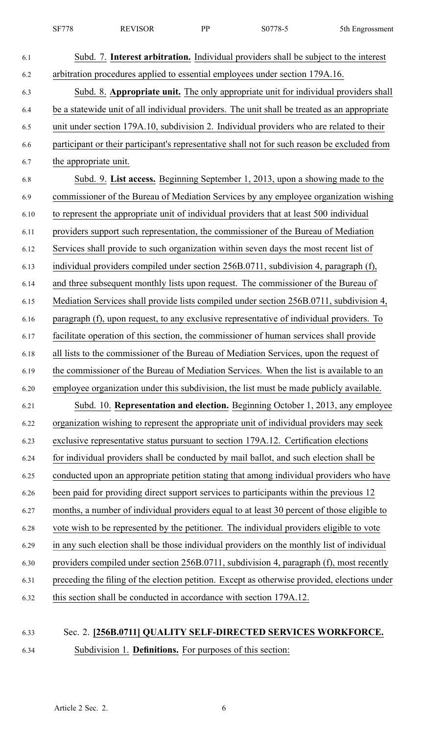Subd. 7. **Interest arbitration.** Individual providers shall be subject to the interest arbitration procedures applied to essential employees under section 179A.16.

Subd. 8. **Appropriate unit.** The only appropriate unit for individual providers shall be a statewide unit of all individual providers. The unit shall be treated as an appropriate unit under section 179A.10, subdivision 2. Individual providers who are related to their participant or their participant's representative shall not for such reason be excluded from the appropriate unit.

Subd. 9. **List access.** Beginning September 1, 2013, upon a showing made to the commissioner of the Bureau of Mediation Services by any employee organization wishing to represent the appropriate unit of individual providers that at least 500 individual providers support such representation, the commissioner of the Bureau of Mediation Services shall provide to such organization within seven days the most recent list of individual providers compiled under section 256B.0711, subdivision 4, paragraph (f), and three subsequent monthly lists upon request. The commissioner of the Bureau of Mediation Services shall provide lists compiled under section 256B.0711, subdivision 4, paragraph (f), upon request, to any exclusive representative of individual providers. To facilitate operation of this section, the commissioner of human services shall provide all lists to the commissioner of the Bureau of Mediation Services, upon the request of the commissioner of the Bureau of Mediation Services. When the list is available to an employee organization under this subdivision, the list must be made publicly available.

Subd. 10. **Representation and election.** Beginning October 1, 2013, any employee organization wishing to represent the appropriate unit of individual providers may seek exclusive representative status pursuant to section 179A.12. Certification elections for individual providers shall be conducted by mail ballot, and such election shall be conducted upon an appropriate petition stating that among individual providers who have been paid for providing direct support services to participants within the previous 12 months, a number of individual providers equal to at least 30 percent of those eligible to vote wish to be represented by the petitioner. The individual providers eligible to vote in any such election shall be those individual providers on the monthly list of individual providers compiled under section 256B.0711, subdivision 4, paragraph (f), most recently preceding the filing of the election petition. Except as otherwise provided, elections under this section shall be conducted in accordance with section 179A.12.

## Sec. 2. **[256B.0711] QUALITY SELF-DIRECTED SERVICES WORKFORCE.**

Subdivision 1. **Definitions.** For purposes of this section: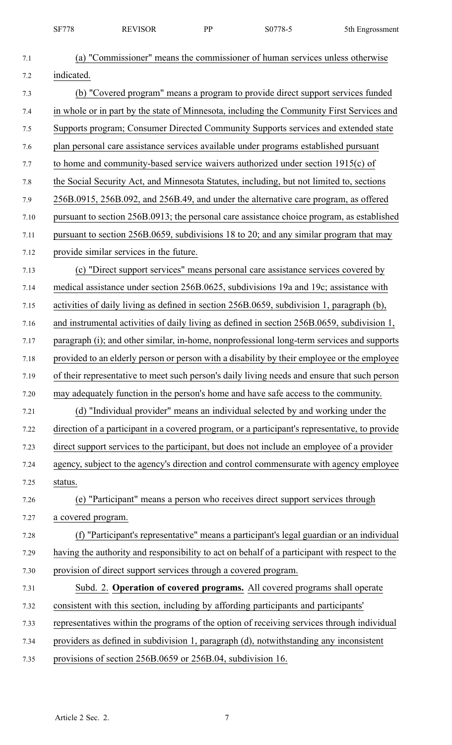(a) "Commissioner" means the commissioner of human services unless otherwise indicated.

(b) "Covered program" means a program to provide direct support services funded in whole or in part by the state of Minnesota, including the Community First Services and Supports program; Consumer Directed Community Supports services and extended state plan personal care assistance services available under programs established pursuant to home and community-based service waivers authorized under section 1915(c) of the Social Security Act, and Minnesota Statutes, including, but not limited to, sections 256B.0915, 256B.092, and 256B.49, and under the alternative care program, as offered pursuant to section 256B.0913; the personal care assistance choice program, as established pursuant to section 256B.0659, subdivisions 18 to 20; and any similar program that may provide similar services in the future.

(c) "Direct support services" means personal care assistance services covered by medical assistance under section 256B.0625, subdivisions 19a and 19c; assistance with activities of daily living as defined in section 256B.0659, subdivision 1, paragraph (b), and instrumental activities of daily living as defined in section 256B.0659, subdivision 1, paragraph (i); and other similar, in-home, nonprofessional long-term services and supports provided to an elderly person or person with a disability by their employee or the employee of their representative to meet such person's daily living needs and ensure that such person may adequately function in the person's home and have safe access to the community.

(d) "Individual provider" means an individual selected by and working under the direction of a participant in a covered program, or a participant's representative, to provide direct support services to the participant, but does not include an employee of a provider agency, subject to the agency's direction and control commensurate with agency employee status.

(e) "Participant" means a person who receives direct support services through a covered program.

(f) "Participant's representative" means a participant's legal guardian or an individual having the authority and responsibility to act on behalf of a participant with respect to the provision of direct support services through a covered program.

Subd. 2. **Operation of covered programs.** All covered programs shall operate consistent with this section, including by affording participants and participants' representatives within the programs of the option of receiving services through individual providers as defined in subdivision 1, paragraph (d), notwithstanding any inconsistent provisions of section 256B.0659 or 256B.04, subdivision 16.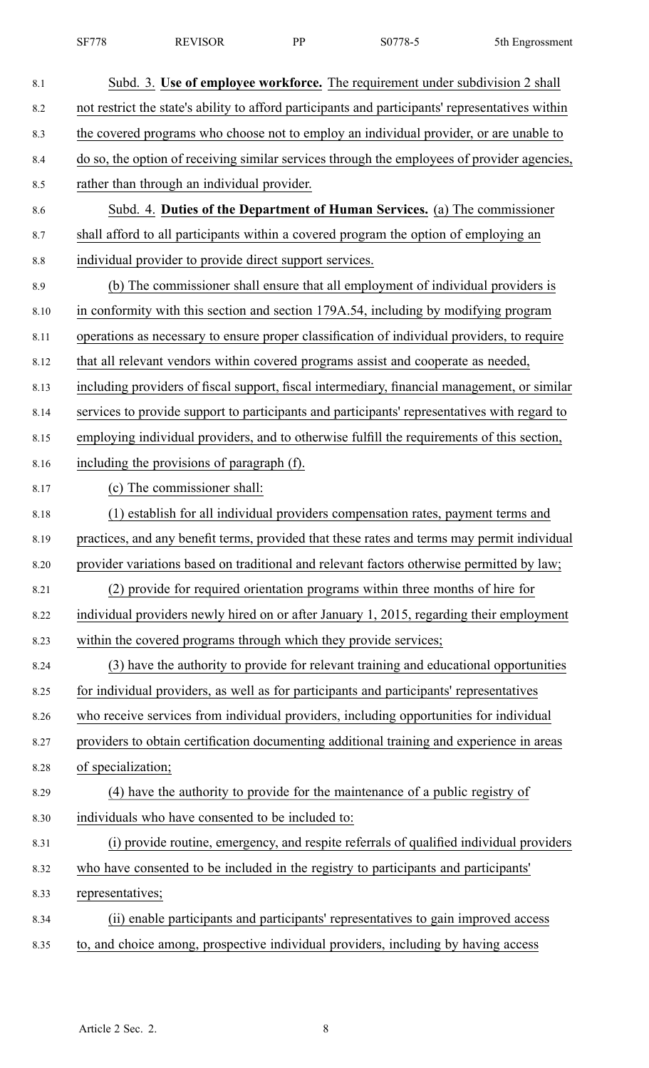Subd. 3. **Use of employee workforce.** The requirement under subdivision 2 shall not restrict the state's ability to afford participants and participants' representatives within the covered programs who choose not to employ an individual provider, or are unable to do so, the option of receiving similar services through the employees of provider agencies, rather than through an individual provider.

Subd. 4. **Duties of the Department of Human Services.** (a) The commissioner shall afford to all participants within a covered program the option of employing an individual provider to provide direct support services.

(b) The commissioner shall ensure that all employment of individual providers is in conformity with this section and section 179A.54, including by modifying program operations as necessary to ensure proper classification of individual providers, to require that all relevant vendors within covered programs assist and cooperate as needed, including providers of fiscal support, fiscal intermediary, financial management, or similar services to provide support to participants and participants' representatives with regard to employing individual providers, and to otherwise fulfill the requirements of this section, including the provisions of paragraph (f).

(c) The commissioner shall:

(1) establish for all individual providers compensation rates, payment terms and practices, and any benefit terms, provided that these rates and terms may permit individual provider variations based on traditional and relevant factors otherwise permitted by law;

(2) provide for required orientation programs within three months of hire for individual providers newly hired on or after January 1, 2015, regarding their employment within the covered programs through which they provide services;

(3) have the authority to provide for relevant training and educational opportunities for individual providers, as well as for participants and participants' representatives who receive services from individual providers, including opportunities for individual providers to obtain certification documenting additional training and experience in areas of specialization;

(4) have the authority to provide for the maintenance of a public registry of individuals who have consented to be included to:

(i) provide routine, emergency, and respite referrals of qualified individual providers who have consented to be included in the registry to participants and participants' representatives;

(ii) enable participants and participants' representatives to gain improved access to, and choice among, prospective individual providers, including by having access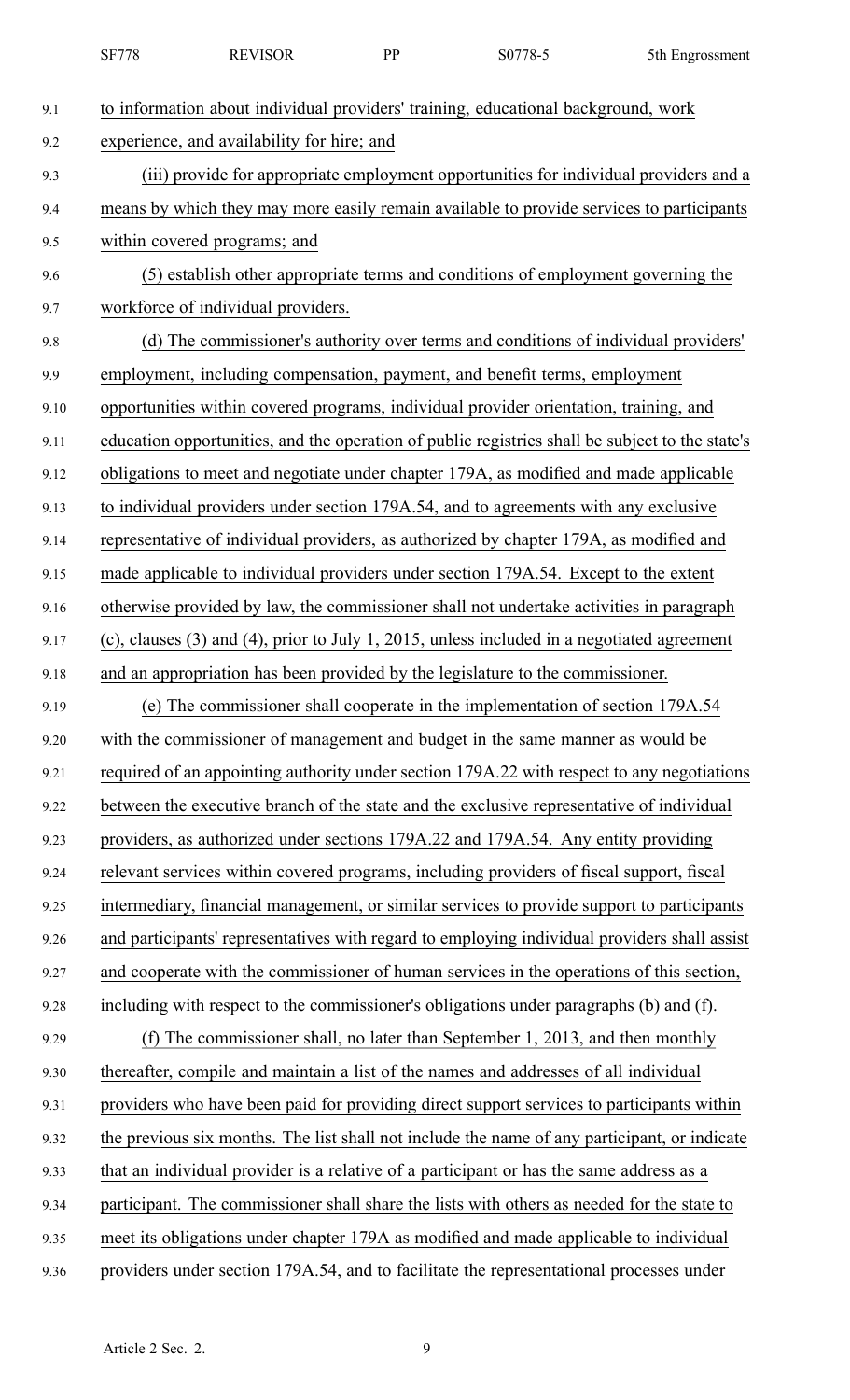to information about individual providers' training, educational background, work experience, and availability for hire; and

(iii) provide for appropriate employment opportunities for individual providers and a means by which they may more easily remain available to provide services to participants within covered programs; and

(5) establish other appropriate terms and conditions of employment governing the workforce of individual providers.

(d) The commissioner's authority over terms and conditions of individual providers' employment, including compensation, payment, and benefit terms, employment opportunities within covered programs, individual provider orientation, training, and education opportunities, and the operation of public registries shall be subject to the state's obligations to meet and negotiate under chapter 179A, as modified and made applicable to individual providers under section 179A.54, and to agreements with any exclusive representative of individual providers, as authorized by chapter 179A, as modified and made applicable to individual providers under section 179A.54. Except to the extent otherwise provided by law, the commissioner shall not undertake activities in paragraph (c), clauses (3) and (4), prior to July 1, 2015, unless included in a negotiated agreement and an appropriation has been provided by the legislature to the commissioner.

(e) The commissioner shall cooperate in the implementation of section 179A.54 with the commissioner of management and budget in the same manner as would be required of an appointing authority under section 179A.22 with respect to any negotiations between the executive branch of the state and the exclusive representative of individual providers, as authorized under sections 179A.22 and 179A.54. Any entity providing relevant services within covered programs, including providers of fiscal support, fiscal intermediary, financial management, or similar services to provide support to participants and participants' representatives with regard to employing individual providers shall assist and cooperate with the commissioner of human services in the operations of this section, including with respect to the commissioner's obligations under paragraphs (b) and (f).

(f) The commissioner shall, no later than September 1, 2013, and then monthly thereafter, compile and maintain a list of the names and addresses of all individual providers who have been paid for providing direct support services to participants within the previous six months. The list shall not include the name of any participant, or indicate that an individual provider is a relative of a participant or has the same address as a participant. The commissioner shall share the lists with others as needed for the state to meet its obligations under chapter 179A as modified and made applicable to individual providers under section 179A.54, and to facilitate the representational processes under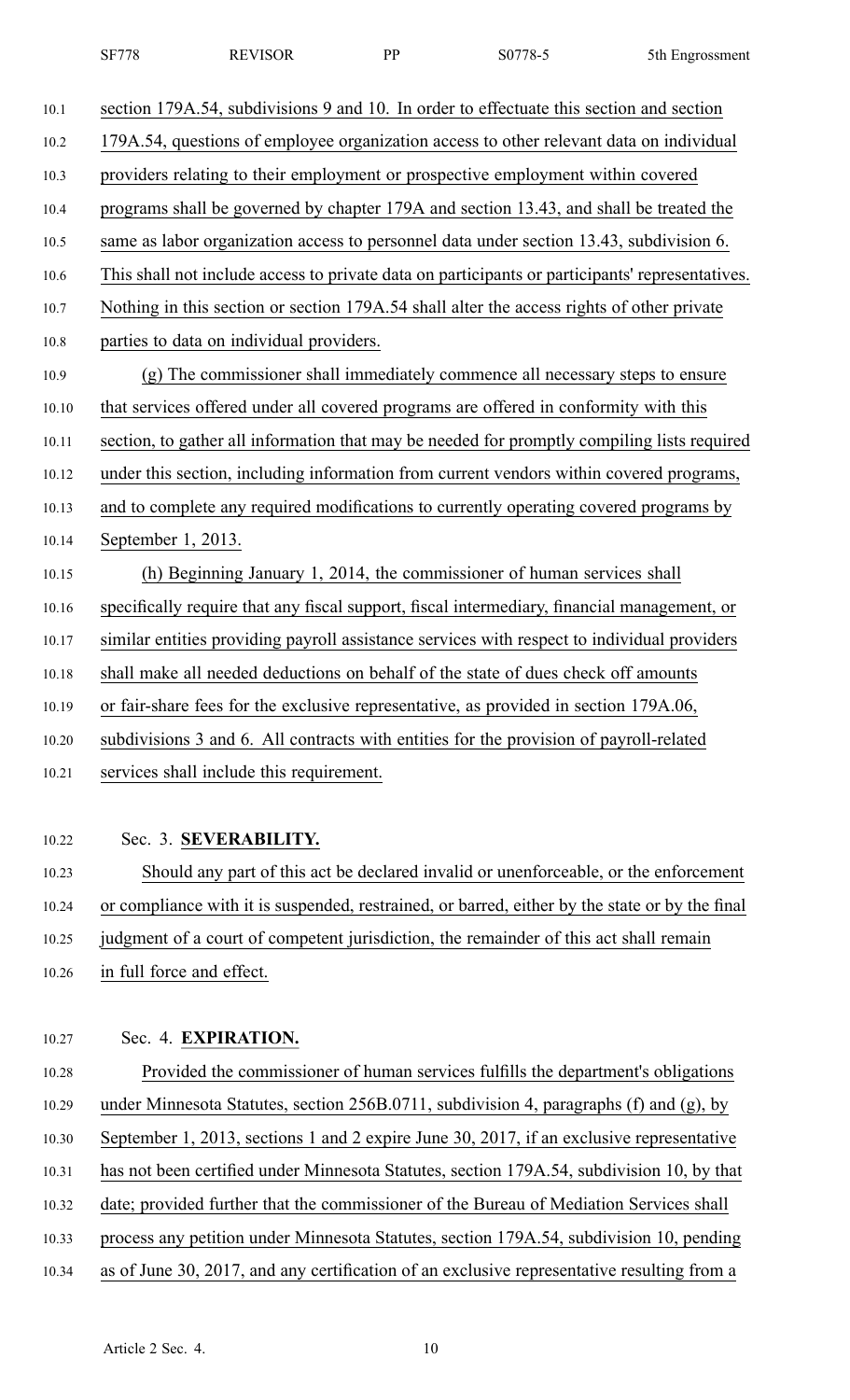section 179A.54, subdivisions 9 and 10. In order to effectuate this section and section 179A.54, questions of employee organization access to other relevant data on individual providers relating to their employment or prospective employment within covered programs shall be governed by chapter 179A and section 13.43, and shall be treated the same as labor organization access to personnel data under section 13.43, subdivision 6. This shall not include access to private data on participants or participants' representatives. Nothing in this section or section 179A.54 shall alter the access rights of other private parties to data on individual providers.

(g) The commissioner shall immediately commence all necessary steps to ensure that services offered under all covered programs are offered in conformity with this section, to gather all information that may be needed for promptly compiling lists required under this section, including information from current vendors within covered programs, and to complete any required modifications to currently operating covered programs by September 1, 2013.

(h) Beginning January 1, 2014, the commissioner of human services shall specifically require that any fiscal support, fiscal intermediary, financial management, or similar entities providing payroll assistance services with respect to individual providers shall make all needed deductions on behalf of the state of dues check off amounts or fair-share fees for the exclusive representative, as provided in section 179A.06, subdivisions 3 and 6. All contracts with entities for the provision of payroll-related services shall include this requirement.

Sec. 3. **SEVERABILITY.**

Should any part of this act be declared invalid or unenforceable, or the enforcement or compliance with it is suspended, restrained, or barred, either by the state or by the final judgment of a court of competent jurisdiction, the remainder of this act shall remain in full force and effect.

Sec. 4. **EXPIRATION.**

Provided the commissioner of human services fulfills the department's obligations under Minnesota Statutes, section 256B.0711, subdivision 4, paragraphs (f) and (g), by September 1, 2013, sections 1 and 2 expire June 30, 2017, if an exclusive representative has not been certified under Minnesota Statutes, section 179A.54, subdivision 10, by that date; provided further that the commissioner of the Bureau of Mediation Services shall process any petition under Minnesota Statutes, section 179A.54, subdivision 10, pending as of June 30, 2017, and any certification of an exclusive representative resulting from a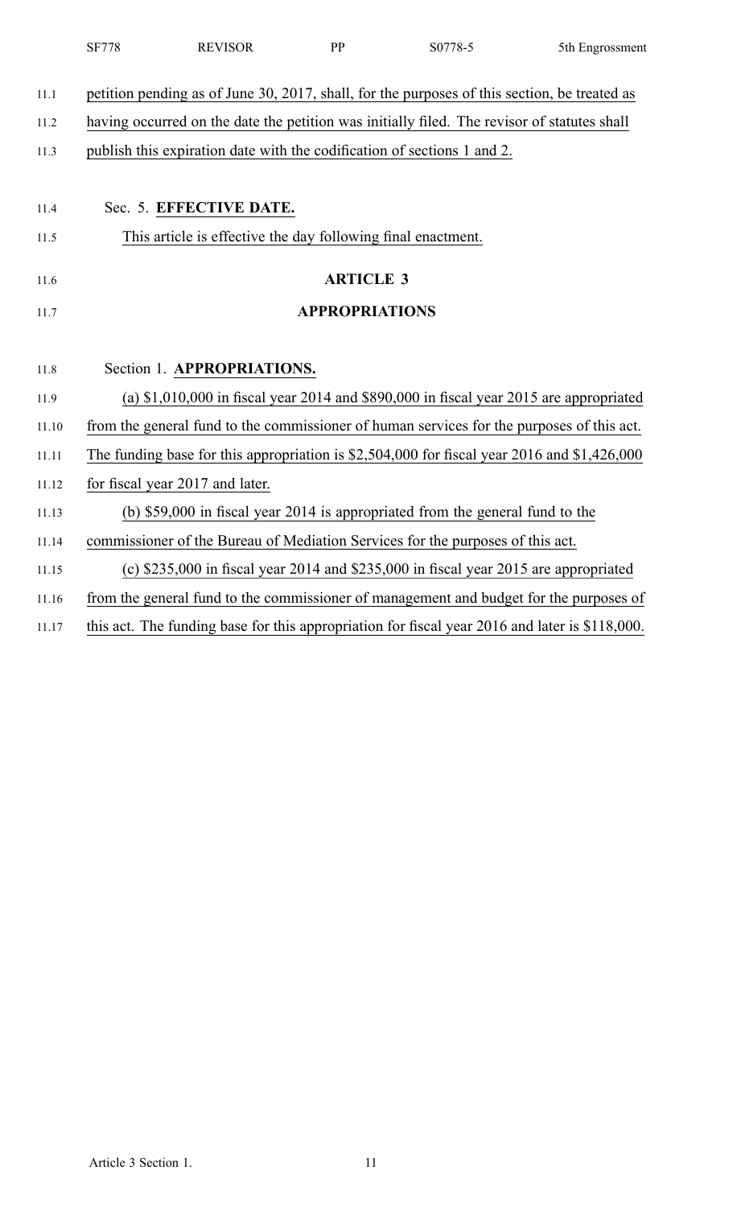petition pending as of June 30, 2017, shall, for the purposes of this section, be treated as having occurred on the date the petition was initially filed. The revisor of statutes shall publish this expiration date with the codification of sections 1 and 2.

Sec. 5. **EFFECTIVE DATE.**

This article is effective the day following final enactment.

## ARTICLE 3

## APPROPRIATIONS

Section 1. **APPROPRIATIONS.**

(a) $1,010,000 in fiscal year 2014 and $890,000 in fiscal year 2015 are appropriated from the general fund to the commissioner of human services for the purposes of this act. The funding base for this appropriation is $2,504,000 for fiscal year 2016 and $1,426,000 for fiscal year 2017 and later.

(b) $59,000 in fiscal year 2014 is appropriated from the general fund to the commissioner of the Bureau of Mediation Services for the purposes of this act.

(c) $235,000 in fiscal year 2014 and $235,000 in fiscal year 2015 are appropriated from the general fund to the commissioner of management and budget for the purposes of this act. The funding base for this appropriation for fiscal year 2016 and later is $118,000.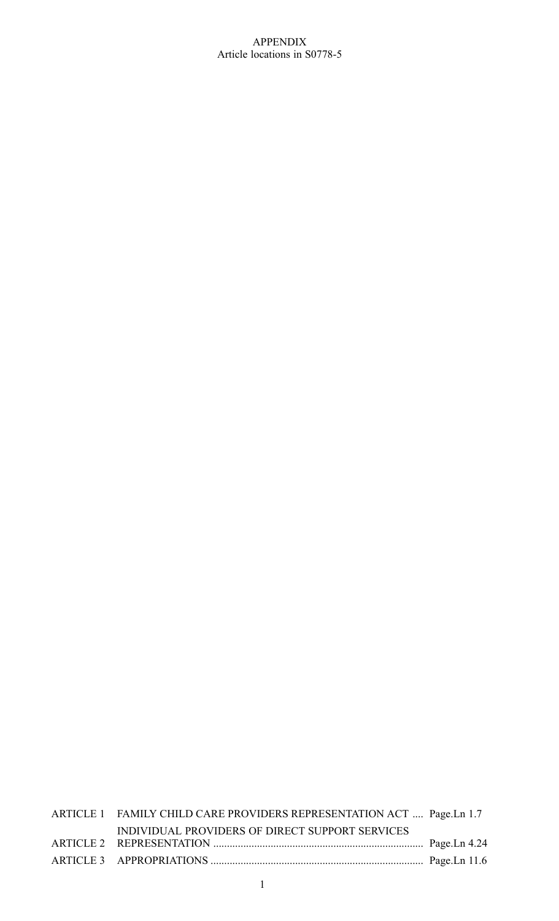APPENDIX

Article locations in S0778-5

| | | |
|---|---|---|
| ARTICLE 1 | FAMILY CHILD CARE PROVIDERS REPRESENTATION ACT | Page.Ln 1.7 |
| ARTICLE 2 | INDIVIDUAL PROVIDERS OF DIRECT SUPPORT SERVICES REPRESENTATION | Page.Ln 4.24 |
| ARTICLE 3 | APPROPRIATIONS | Page.Ln 11.6 |